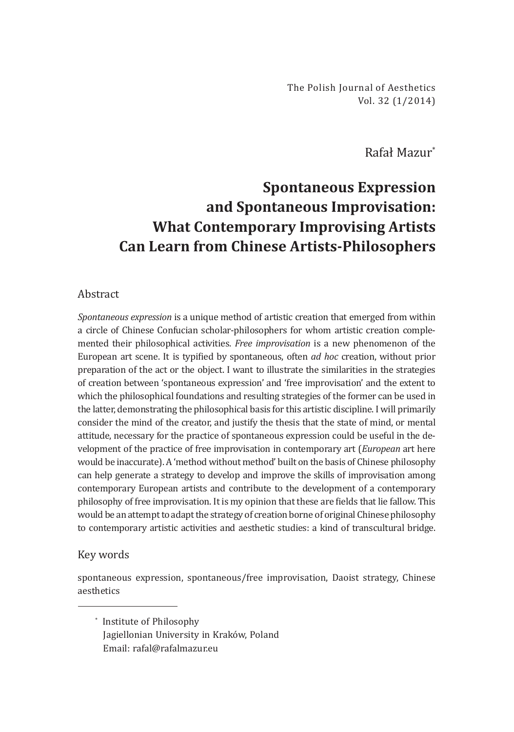The Polish Journal of Aesthetics
Vol. 32 (1/2014)

Rafał Mazur[*]

# Spontaneous Expression and Spontaneous Improvisation: What Contemporary Improvising Artists Can Learn from Chinese Artists-Philosophers

## Abstract

*Spontaneous expression* is a unique method of artistic creation that emerged from within a circle of Chinese Confucian scholar-philosophers for whom artistic creation complemented their philosophical activities. *Free improvisation* is a new phenomenon of the European art scene. It is typified by spontaneous, often *ad hoc* creation, without prior preparation of the act or the object. I want to illustrate the similarities in the strategies of creation between 'spontaneous expression' and 'free improvisation' and the extent to which the philosophical foundations and resulting strategies of the former can be used in the latter, demonstrating the philosophical basis for this artistic discipline. I will primarily consider the mind of the creator, and justify the thesis that the state of mind, or mental attitude, necessary for the practice of spontaneous expression could be useful in the development of the practice of free improvisation in contemporary art (*European* art here would be inaccurate). A 'method without method' built on the basis of Chinese philosophy can help generate a strategy to develop and improve the skills of improvisation among contemporary European artists and contribute to the development of a contemporary philosophy of free improvisation. It is my opinion that these are fields that lie fallow. This would be an attempt to adapt the strategy of creation borne of original Chinese philosophy to contemporary artistic activities and aesthetic studies: a kind of transcultural bridge.

## Key words

spontaneous expression, spontaneous/free improvisation, Daoist strategy, Chinese aesthetics

[*] Institute of Philosophy
Jagiellonian University in Kraków, Poland
Email: rafal@rafalmazur.eu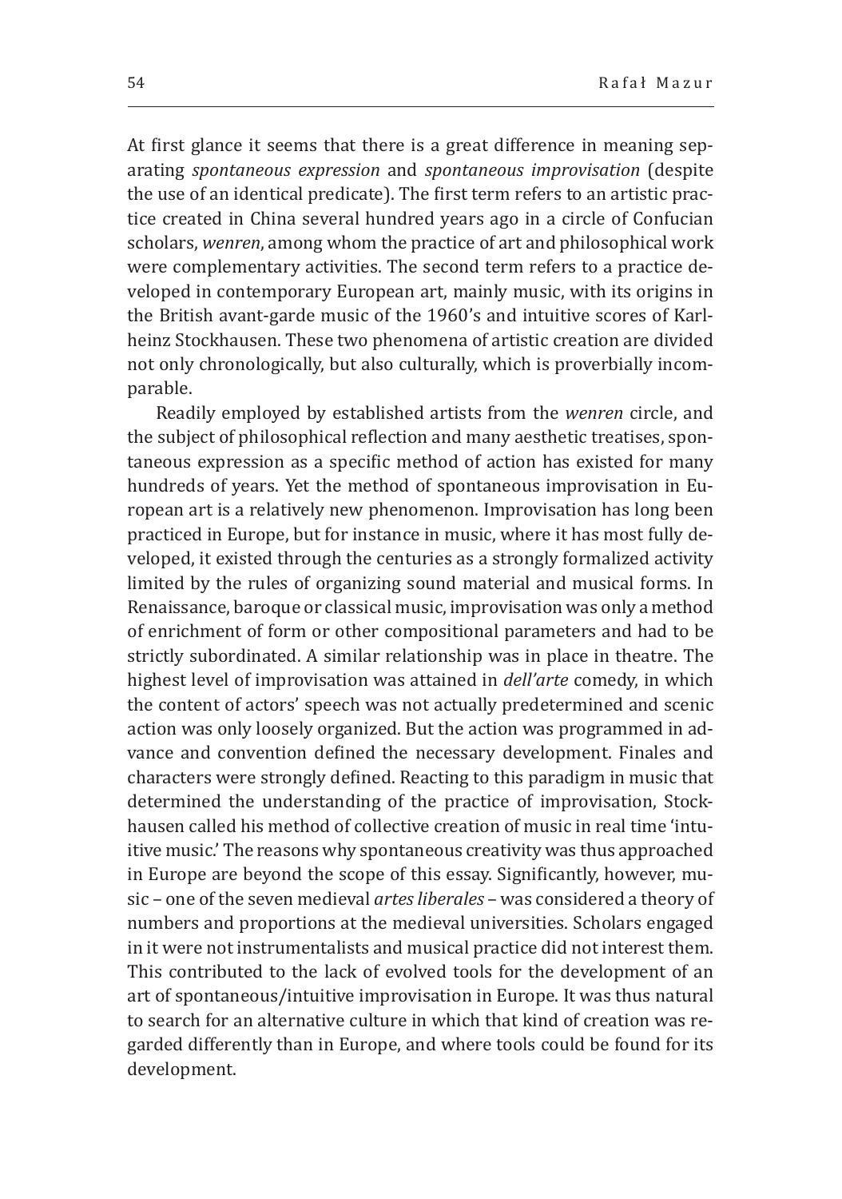At first glance it seems that there is a great difference in meaning separating *spontaneous expression* and *spontaneous improvisation* (despite the use of an identical predicate). The first term refers to an artistic practice created in China several hundred years ago in a circle of Confucian scholars, *wenren*, among whom the practice of art and philosophical work were complementary activities. The second term refers to a practice developed in contemporary European art, mainly music, with its origins in the British avant-garde music of the 1960's and intuitive scores of Karlheinz Stockhausen. These two phenomena of artistic creation are divided not only chronologically, but also culturally, which is proverbially incomparable.

Readily employed by established artists from the *wenren* circle, and the subject of philosophical reflection and many aesthetic treatises, spontaneous expression as a specific method of action has existed for many hundreds of years. Yet the method of spontaneous improvisation in European art is a relatively new phenomenon. Improvisation has long been practiced in Europe, but for instance in music, where it has most fully developed, it existed through the centuries as a strongly formalized activity limited by the rules of organizing sound material and musical forms. In Renaissance, baroque or classical music, improvisation was only a method of enrichment of form or other compositional parameters and had to be strictly subordinated. A similar relationship was in place in theatre. The highest level of improvisation was attained in *dell'arte* comedy, in which the content of actors' speech was not actually predetermined and scenic action was only loosely organized. But the action was programmed in advance and convention defined the necessary development. Finales and characters were strongly defined. Reacting to this paradigm in music that determined the understanding of the practice of improvisation, Stockhausen called his method of collective creation of music in real time 'intuitive music.' The reasons why spontaneous creativity was thus approached in Europe are beyond the scope of this essay. Significantly, however, music – one of the seven medieval *artes liberales* – was considered a theory of numbers and proportions at the medieval universities. Scholars engaged in it were not instrumentalists and musical practice did not interest them. This contributed to the lack of evolved tools for the development of an art of spontaneous/intuitive improvisation in Europe. It was thus natural to search for an alternative culture in which that kind of creation was regarded differently than in Europe, and where tools could be found for its development.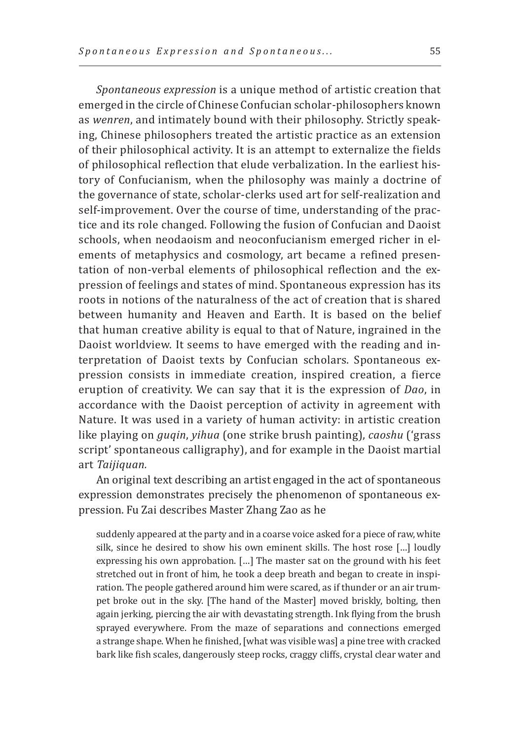*Spontaneous expression* is a unique method of artistic creation that emerged in the circle of Chinese Confucian scholar-philosophers known as *wenren*, and intimately bound with their philosophy. Strictly speaking, Chinese philosophers treated the artistic practice as an extension of their philosophical activity. It is an attempt to externalize the fields of philosophical reflection that elude verbalization. In the earliest history of Confucianism, when the philosophy was mainly a doctrine of the governance of state, scholar-clerks used art for self-realization and self-improvement. Over the course of time, understanding of the practice and its role changed. Following the fusion of Confucian and Daoist schools, when neodaoism and neoconfucianism emerged richer in elements of metaphysics and cosmology, art became a refined presentation of non-verbal elements of philosophical reflection and the expression of feelings and states of mind. Spontaneous expression has its roots in notions of the naturalness of the act of creation that is shared between humanity and Heaven and Earth. It is based on the belief that human creative ability is equal to that of Nature, ingrained in the Daoist worldview. It seems to have emerged with the reading and interpretation of Daoist texts by Confucian scholars. Spontaneous expression consists in immediate creation, inspired creation, a fierce eruption of creativity. We can say that it is the expression of *Dao*, in accordance with the Daoist perception of activity in agreement with Nature. It was used in a variety of human activity: in artistic creation like playing on *guqin*, *yihua* (one strike brush painting), *caoshu* ('grass script' spontaneous calligraphy), and for example in the Daoist martial art *Taijiquan.*

An original text describing an artist engaged in the act of spontaneous expression demonstrates precisely the phenomenon of spontaneous expression. Fu Zai describes Master Zhang Zao as he

> suddenly appeared at the party and in a coarse voice asked for a piece of raw, white silk, since he desired to show his own eminent skills. The host rose […] loudly expressing his own approbation. […] The master sat on the ground with his feet stretched out in front of him, he took a deep breath and began to create in inspiration. The people gathered around him were scared, as if thunder or an air trumpet broke out in the sky. [The hand of the Master] moved briskly, bolting, then again jerking, piercing the air with devastating strength. Ink flying from the brush sprayed everywhere. From the maze of separations and connections emerged a strange shape. When he finished, [what was visible was] a pine tree with cracked bark like fish scales, dangerously steep rocks, craggy cliffs, crystal clear water and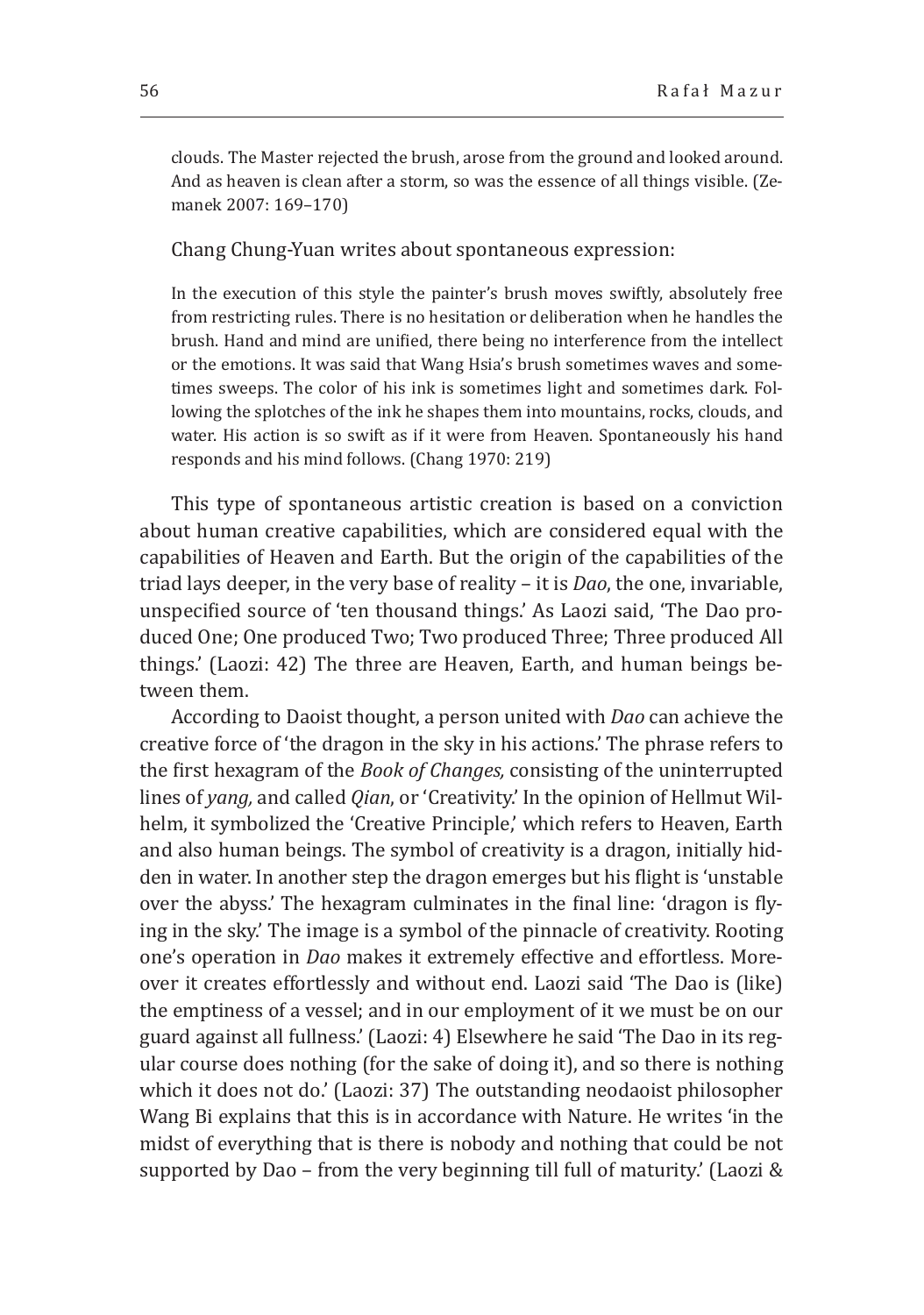> clouds. The Master rejected the brush, arose from the ground and looked around. And as heaven is clean after a storm, so was the essence of all things visible. (Zemanek 2007: 169–170)

Chang Chung-Yuan writes about spontaneous expression:

> In the execution of this style the painter's brush moves swiftly, absolutely free from restricting rules. There is no hesitation or deliberation when he handles the brush. Hand and mind are unified, there being no interference from the intellect or the emotions. It was said that Wang Hsia's brush sometimes waves and sometimes sweeps. The color of his ink is sometimes light and sometimes dark. Following the splotches of the ink he shapes them into mountains, rocks, clouds, and water. His action is so swift as if it were from Heaven. Spontaneously his hand responds and his mind follows. (Chang 1970: 219)

This type of spontaneous artistic creation is based on a conviction about human creative capabilities, which are considered equal with the capabilities of Heaven and Earth. But the origin of the capabilities of the triad lays deeper, in the very base of reality – it is *Dao*, the one, invariable, unspecified source of 'ten thousand things.' As Laozi said, 'The Dao produced One; One produced Two; Two produced Three; Three produced All things.' (Laozi: 42) The three are Heaven, Earth, and human beings between them.

According to Daoist thought, a person united with *Dao* can achieve the creative force of 'the dragon in the sky in his actions.' The phrase refers to the first hexagram of the *Book of Changes,* consisting of the uninterrupted lines of *yang,* and called *Qian*, or 'Creativity.' In the opinion of Hellmut Wilhelm, it symbolized the 'Creative Principle,' which refers to Heaven, Earth and also human beings. The symbol of creativity is a dragon, initially hidden in water. In another step the dragon emerges but his flight is 'unstable over the abyss.' The hexagram culminates in the final line: 'dragon is flying in the sky.' The image is a symbol of the pinnacle of creativity. Rooting one's operation in *Dao* makes it extremely effective and effortless. Moreover it creates effortlessly and without end. Laozi said 'The Dao is (like) the emptiness of a vessel; and in our employment of it we must be on our guard against all fullness.' (Laozi: 4) Elsewhere he said 'The Dao in its regular course does nothing (for the sake of doing it), and so there is nothing which it does not do.' (Laozi: 37) The outstanding neodaoist philosopher Wang Bi explains that this is in accordance with Nature. He writes 'in the midst of everything that is there is nobody and nothing that could be not supported by Dao – from the very beginning till full of maturity.' (Laozi &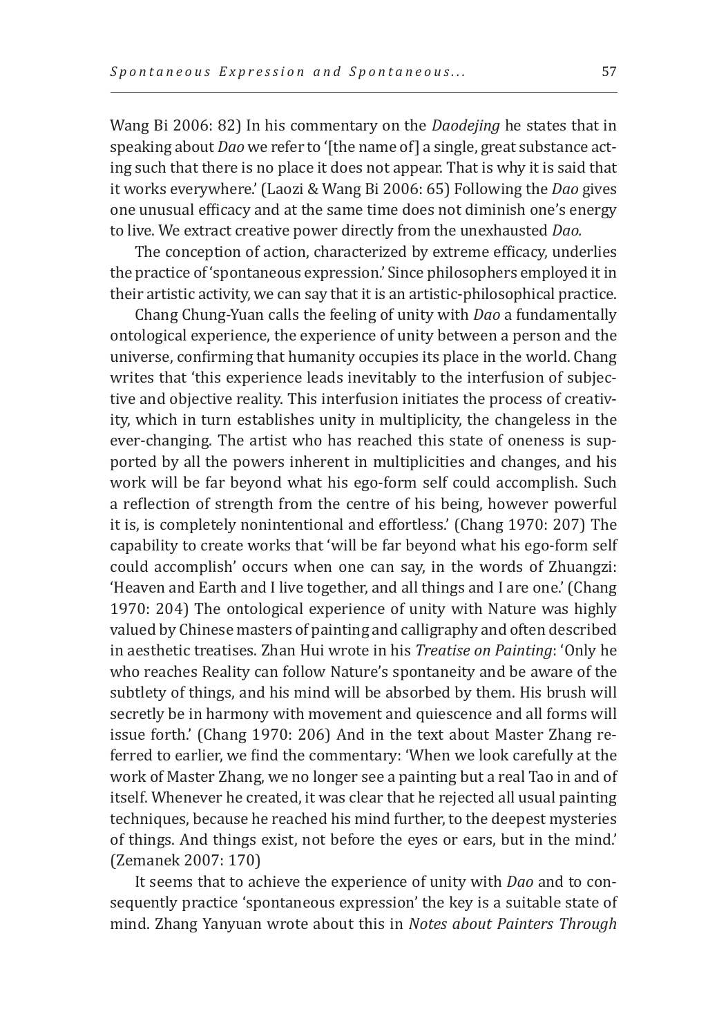Wang Bi 2006: 82) In his commentary on the *Daodejing* he states that in speaking about *Dao* we refer to '[the name of] a single, great substance acting such that there is no place it does not appear. That is why it is said that it works everywhere.' (Laozi & Wang Bi 2006: 65) Following the *Dao* gives one unusual efficacy and at the same time does not diminish one's energy to live. We extract creative power directly from the unexhausted *Dao.*

The conception of action, characterized by extreme efficacy, underlies the practice of 'spontaneous expression.' Since philosophers employed it in their artistic activity, we can say that it is an artistic-philosophical practice.

Chang Chung-Yuan calls the feeling of unity with *Dao* a fundamentally ontological experience, the experience of unity between a person and the universe, confirming that humanity occupies its place in the world. Chang writes that 'this experience leads inevitably to the interfusion of subjective and objective reality. This interfusion initiates the process of creativity, which in turn establishes unity in multiplicity, the changeless in the ever-changing. The artist who has reached this state of oneness is supported by all the powers inherent in multiplicities and changes, and his work will be far beyond what his ego-form self could accomplish. Such a reflection of strength from the centre of his being, however powerful it is, is completely nonintentional and effortless.' (Chang 1970: 207) The capability to create works that 'will be far beyond what his ego-form self could accomplish' occurs when one can say, in the words of Zhuangzi: 'Heaven and Earth and I live together, and all things and I are one.' (Chang 1970: 204) The ontological experience of unity with Nature was highly valued by Chinese masters of painting and calligraphy and often described in aesthetic treatises. Zhan Hui wrote in his *Treatise on Painting*: 'Only he who reaches Reality can follow Nature's spontaneity and be aware of the subtlety of things, and his mind will be absorbed by them. His brush will secretly be in harmony with movement and quiescence and all forms will issue forth.' (Chang 1970: 206) And in the text about Master Zhang referred to earlier, we find the commentary: 'When we look carefully at the work of Master Zhang, we no longer see a painting but a real Tao in and of itself. Whenever he created, it was clear that he rejected all usual painting techniques, because he reached his mind further, to the deepest mysteries of things. And things exist, not before the eyes or ears, but in the mind.' (Zemanek 2007: 170)

It seems that to achieve the experience of unity with *Dao* and to consequently practice 'spontaneous expression' the key is a suitable state of mind. Zhang Yanyuan wrote about this in *Notes about Painters Through*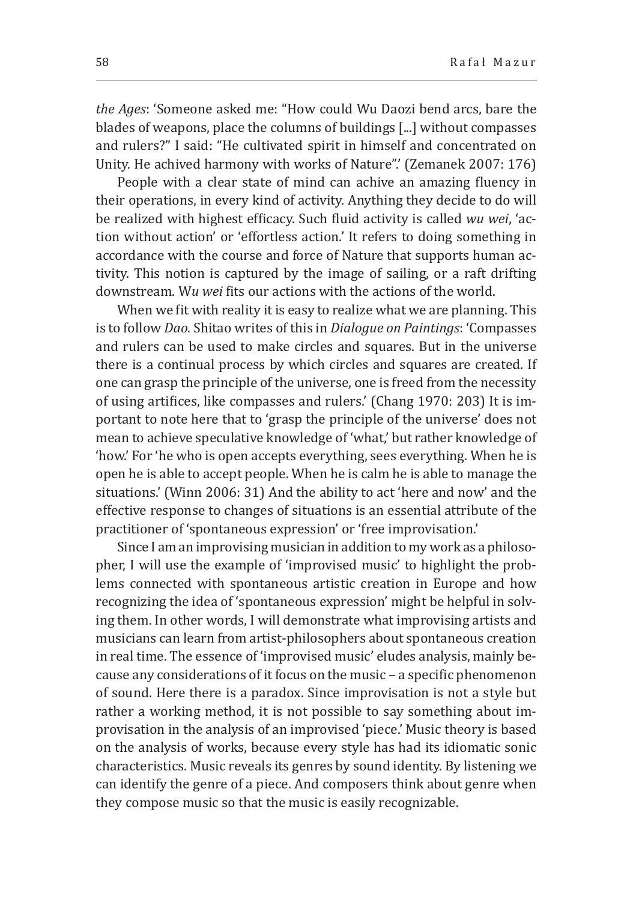*the Ages*: 'Someone asked me: "How could Wu Daozi bend arcs, bare the blades of weapons, place the columns of buildings [...] without compasses and rulers?" I said: "He cultivated spirit in himself and concentrated on Unity. He achived harmony with works of Nature".' (Zemanek 2007: 176)

People with a clear state of mind can achive an amazing fluency in their operations, in every kind of activity. Anything they decide to do will be realized with highest efficacy. Such fluid activity is called *wu wei*, 'action without action' or 'effortless action.' It refers to doing something in accordance with the course and force of Nature that supports human activity. This notion is captured by the image of sailing, or a raft drifting downstream. W*u wei* fits our actions with the actions of the world.

When we fit with reality it is easy to realize what we are planning. This is to follow *Dao.* Shitao writes of this in *Dialogue on Paintings*: 'Compasses and rulers can be used to make circles and squares. But in the universe there is a continual process by which circles and squares are created. If one can grasp the principle of the universe, one is freed from the necessity of using artifices, like compasses and rulers.' (Chang 1970: 203) It is important to note here that to 'grasp the principle of the universe' does not mean to achieve speculative knowledge of 'what,' but rather knowledge of 'how.' For 'he who is open accepts everything, sees everything. When he is open he is able to accept people. When he is calm he is able to manage the situations.' (Winn 2006: 31) And the ability to act 'here and now' and the effective response to changes of situations is an essential attribute of the practitioner of 'spontaneous expression' or 'free improvisation.'

Since I am an improvising musician in addition to my work as a philosopher, I will use the example of 'improvised music' to highlight the problems connected with spontaneous artistic creation in Europe and how recognizing the idea of 'spontaneous expression' might be helpful in solving them. In other words, I will demonstrate what improvising artists and musicians can learn from artist-philosophers about spontaneous creation in real time. The essence of 'improvised music' eludes analysis, mainly because any considerations of it focus on the music – a specific phenomenon of sound. Here there is a paradox. Since improvisation is not a style but rather a working method, it is not possible to say something about improvisation in the analysis of an improvised 'piece.' Music theory is based on the analysis of works, because every style has had its idiomatic sonic characteristics. Music reveals its genres by sound identity. By listening we can identify the genre of a piece. And composers think about genre when they compose music so that the music is easily recognizable.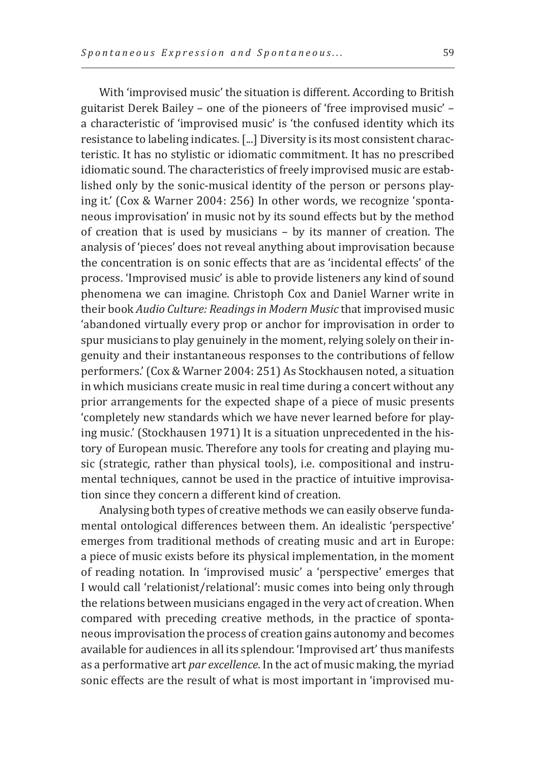With 'improvised music' the situation is different. According to British guitarist Derek Bailey – one of the pioneers of 'free improvised music' – a characteristic of 'improvised music' is 'the confused identity which its resistance to labeling indicates. [...] Diversity is its most consistent characteristic. It has no stylistic or idiomatic commitment. It has no prescribed idiomatic sound. The characteristics of freely improvised music are established only by the sonic-musical identity of the person or persons playing it.' (Cox & Warner 2004: 256) In other words, we recognize 'spontaneous improvisation' in music not by its sound effects but by the method of creation that is used by musicians – by its manner of creation. The analysis of 'pieces' does not reveal anything about improvisation because the concentration is on sonic effects that are as 'incidental effects' of the process. 'Improvised music' is able to provide listeners any kind of sound phenomena we can imagine. Christoph Cox and Daniel Warner write in their book *Audio Culture: Readings in Modern Music* that improvised music 'abandoned virtually every prop or anchor for improvisation in order to spur musicians to play genuinely in the moment, relying solely on their ingenuity and their instantaneous responses to the contributions of fellow performers.' (Cox & Warner 2004: 251) As Stockhausen noted, a situation in which musicians create music in real time during a concert without any prior arrangements for the expected shape of a piece of music presents 'completely new standards which we have never learned before for playing music.' (Stockhausen 1971) It is a situation unprecedented in the history of European music. Therefore any tools for creating and playing music (strategic, rather than physical tools), i.e. compositional and instrumental techniques, cannot be used in the practice of intuitive improvisation since they concern a different kind of creation.

Analysing both types of creative methods we can easily observe fundamental ontological differences between them. An idealistic 'perspective' emerges from traditional methods of creating music and art in Europe: a piece of music exists before its physical implementation, in the moment of reading notation. In 'improvised music' a 'perspective' emerges that I would call 'relationist/relational': music comes into being only through the relations between musicians engaged in the very act of creation. When compared with preceding creative methods, in the practice of spontaneous improvisation the process of creation gains autonomy and becomes available for audiences in all its splendour. 'Improvised art' thus manifests as a performative art *par excellence*. In the act of music making, the myriad sonic effects are the result of what is most important in 'improvised mu-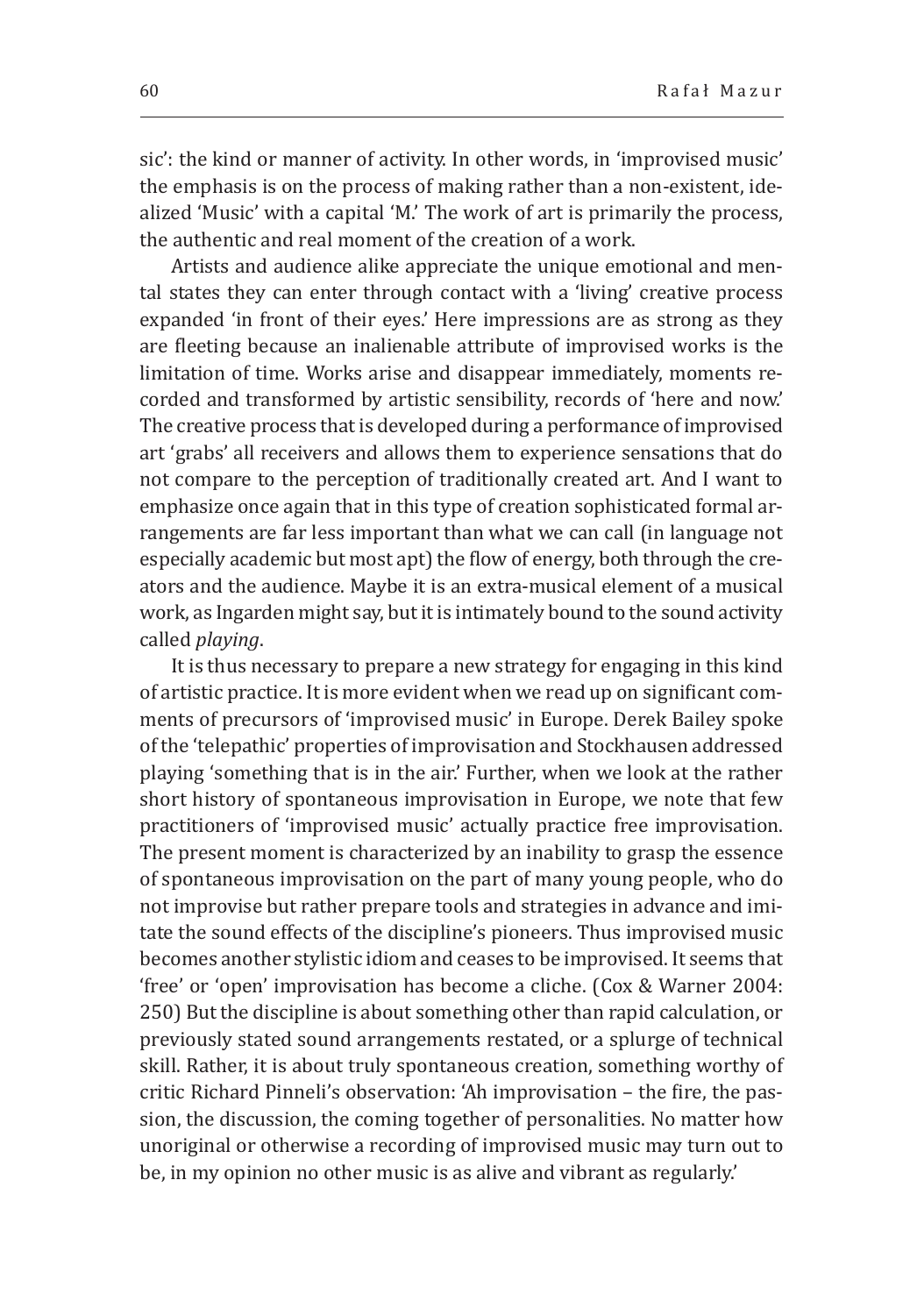sic': the kind or manner of activity. In other words, in 'improvised music' the emphasis is on the process of making rather than a non-existent, idealized 'Music' with a capital 'M.' The work of art is primarily the process, the authentic and real moment of the creation of a work.

Artists and audience alike appreciate the unique emotional and mental states they can enter through contact with a 'living' creative process expanded 'in front of their eyes.' Here impressions are as strong as they are fleeting because an inalienable attribute of improvised works is the limitation of time. Works arise and disappear immediately, moments recorded and transformed by artistic sensibility, records of 'here and now.' The creative process that is developed during a performance of improvised art 'grabs' all receivers and allows them to experience sensations that do not compare to the perception of traditionally created art. And I want to emphasize once again that in this type of creation sophisticated formal arrangements are far less important than what we can call (in language not especially academic but most apt) the flow of energy, both through the creators and the audience. Maybe it is an extra-musical element of a musical work, as Ingarden might say, but it is intimately bound to the sound activity called *playing*.

It is thus necessary to prepare a new strategy for engaging in this kind of artistic practice. It is more evident when we read up on significant comments of precursors of 'improvised music' in Europe. Derek Bailey spoke of the 'telepathic' properties of improvisation and Stockhausen addressed playing 'something that is in the air.' Further, when we look at the rather short history of spontaneous improvisation in Europe, we note that few practitioners of 'improvised music' actually practice free improvisation. The present moment is characterized by an inability to grasp the essence of spontaneous improvisation on the part of many young people, who do not improvise but rather prepare tools and strategies in advance and imitate the sound effects of the discipline's pioneers. Thus improvised music becomes another stylistic idiom and ceases to be improvised. It seems that 'free' or 'open' improvisation has become a cliche. (Cox & Warner 2004: 250) But the discipline is about something other than rapid calculation, or previously stated sound arrangements restated, or a splurge of technical skill. Rather, it is about truly spontaneous creation, something worthy of critic Richard Pinneli's observation: 'Ah improvisation – the fire, the passion, the discussion, the coming together of personalities. No matter how unoriginal or otherwise a recording of improvised music may turn out to be, in my opinion no other music is as alive and vibrant as regularly.'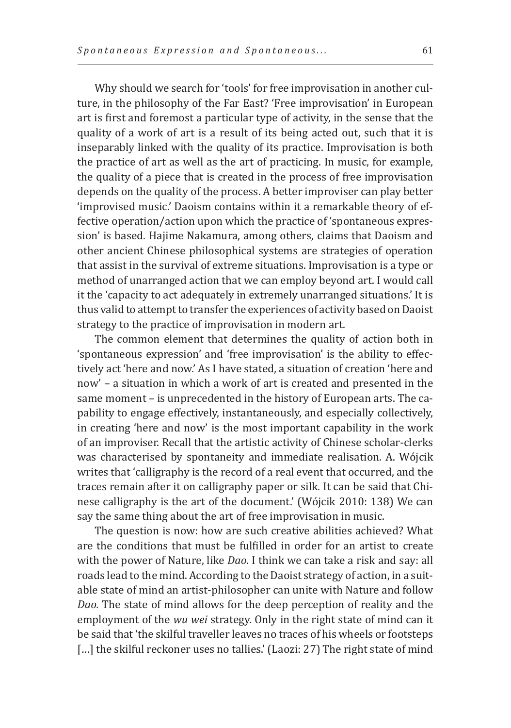Why should we search for 'tools' for free improvisation in another culture, in the philosophy of the Far East? 'Free improvisation' in European art is first and foremost a particular type of activity, in the sense that the quality of a work of art is a result of its being acted out, such that it is inseparably linked with the quality of its practice. Improvisation is both the practice of art as well as the art of practicing. In music, for example, the quality of a piece that is created in the process of free improvisation depends on the quality of the process. A better improviser can play better 'improvised music.' Daoism contains within it a remarkable theory of effective operation/action upon which the practice of 'spontaneous expression' is based. Hajime Nakamura, among others, claims that Daoism and other ancient Chinese philosophical systems are strategies of operation that assist in the survival of extreme situations. Improvisation is a type or method of unarranged action that we can employ beyond art. I would call it the 'capacity to act adequately in extremely unarranged situations.' It is thus valid to attempt to transfer the experiences of activity based on Daoist strategy to the practice of improvisation in modern art.

The common element that determines the quality of action both in 'spontaneous expression' and 'free improvisation' is the ability to effectively act 'here and now.' As I have stated, a situation of creation 'here and now' – a situation in which a work of art is created and presented in the same moment – is unprecedented in the history of European arts. The capability to engage effectively, instantaneously, and especially collectively, in creating 'here and now' is the most important capability in the work of an improviser. Recall that the artistic activity of Chinese scholar-clerks was characterised by spontaneity and immediate realisation. A. Wójcik writes that 'calligraphy is the record of a real event that occurred, and the traces remain after it on calligraphy paper or silk. It can be said that Chinese calligraphy is the art of the document.' (Wójcik 2010: 138) We can say the same thing about the art of free improvisation in music.

The question is now: how are such creative abilities achieved? What are the conditions that must be fulfilled in order for an artist to create with the power of Nature, like *Dao*. I think we can take a risk and say: all roads lead to the mind. According to the Daoist strategy of action, in a suitable state of mind an artist-philosopher can unite with Nature and follow *Dao.* The state of mind allows for the deep perception of reality and the employment of the *wu wei* strategy. Only in the right state of mind can it be said that 'the skilful traveller leaves no traces of his wheels or footsteps [...] the skilful reckoner uses no tallies.' (Laozi: 27) The right state of mind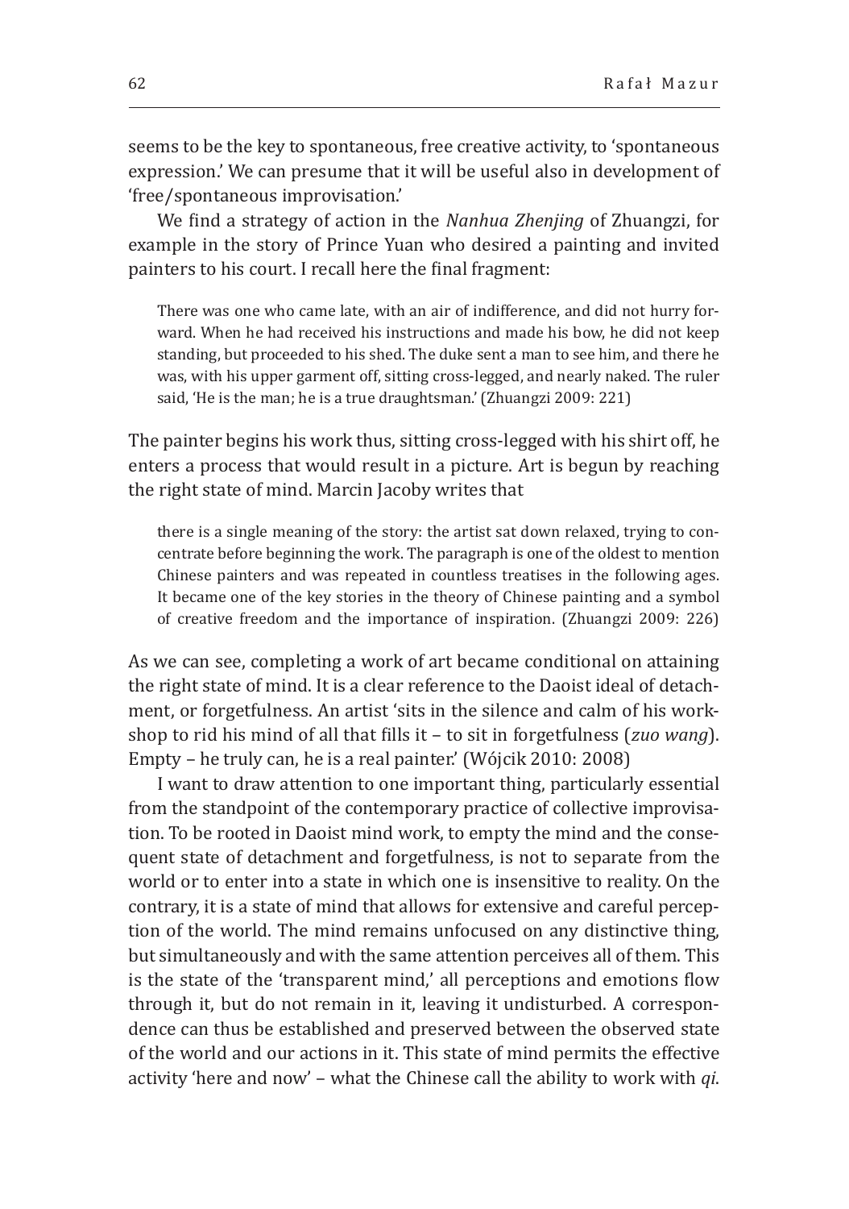seems to be the key to spontaneous, free creative activity, to 'spontaneous expression.' We can presume that it will be useful also in development of 'free/spontaneous improvisation.'

We find a strategy of action in the *Nanhua Zhenjing* of Zhuangzi, for example in the story of Prince Yuan who desired a painting and invited painters to his court. I recall here the final fragment:

> There was one who came late, with an air of indifference, and did not hurry forward. When he had received his instructions and made his bow, he did not keep standing, but proceeded to his shed. The duke sent a man to see him, and there he was, with his upper garment off, sitting cross-legged, and nearly naked. The ruler said, 'He is the man; he is a true draughtsman.' (Zhuangzi 2009: 221)

The painter begins his work thus, sitting cross-legged with his shirt off, he enters a process that would result in a picture. Art is begun by reaching the right state of mind. Marcin Jacoby writes that

> there is a single meaning of the story: the artist sat down relaxed, trying to concentrate before beginning the work. The paragraph is one of the oldest to mention Chinese painters and was repeated in countless treatises in the following ages. It became one of the key stories in the theory of Chinese painting and a symbol of creative freedom and the importance of inspiration. (Zhuangzi 2009: 226)

As we can see, completing a work of art became conditional on attaining the right state of mind. It is a clear reference to the Daoist ideal of detachment, or forgetfulness. An artist 'sits in the silence and calm of his workshop to rid his mind of all that fills it – to sit in forgetfulness (*zuo wang*). Empty – he truly can, he is a real painter.' (Wójcik 2010: 2008)

I want to draw attention to one important thing, particularly essential from the standpoint of the contemporary practice of collective improvisation. To be rooted in Daoist mind work, to empty the mind and the consequent state of detachment and forgetfulness, is not to separate from the world or to enter into a state in which one is insensitive to reality. On the contrary, it is a state of mind that allows for extensive and careful perception of the world. The mind remains unfocused on any distinctive thing, but simultaneously and with the same attention perceives all of them. This is the state of the 'transparent mind,' all perceptions and emotions flow through it, but do not remain in it, leaving it undisturbed. A correspondence can thus be established and preserved between the observed state of the world and our actions in it. This state of mind permits the effective activity 'here and now' – what the Chinese call the ability to work with *qi*.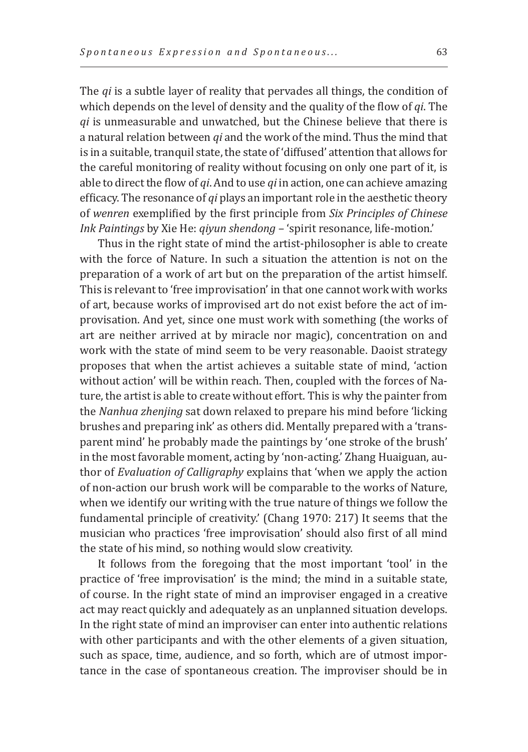The *qi* is a subtle layer of reality that pervades all things, the condition of which depends on the level of density and the quality of the flow of *qi*. The *qi* is unmeasurable and unwatched, but the Chinese believe that there is a natural relation between *qi* and the work of the mind. Thus the mind that is in a suitable, tranquil state, the state of 'diffused' attention that allows for the careful monitoring of reality without focusing on only one part of it, is able to direct the flow of *qi*. And to use *qi* in action, one can achieve amazing efficacy. The resonance of *qi* plays an important role in the aesthetic theory of *wenren* exemplified by the first principle from *Six Principles of Chinese Ink Paintings* by Xie He: *qiyun shendong* – 'spirit resonance, life-motion.'

Thus in the right state of mind the artist-philosopher is able to create with the force of Nature. In such a situation the attention is not on the preparation of a work of art but on the preparation of the artist himself. This is relevant to 'free improvisation' in that one cannot work with works of art, because works of improvised art do not exist before the act of improvisation. And yet, since one must work with something (the works of art are neither arrived at by miracle nor magic), concentration on and work with the state of mind seem to be very reasonable. Daoist strategy proposes that when the artist achieves a suitable state of mind, 'action without action' will be within reach. Then, coupled with the forces of Nature, the artist is able to create without effort. This is why the painter from the *Nanhua zhenjing* sat down relaxed to prepare his mind before 'licking brushes and preparing ink' as others did. Mentally prepared with a 'transparent mind' he probably made the paintings by 'one stroke of the brush' in the most favorable moment, acting by 'non-acting.' Zhang Huaiguan, author of *Evaluation of Calligraphy* explains that 'when we apply the action of non-action our brush work will be comparable to the works of Nature, when we identify our writing with the true nature of things we follow the fundamental principle of creativity.' (Chang 1970: 217) It seems that the musician who practices 'free improvisation' should also first of all mind the state of his mind, so nothing would slow creativity.

It follows from the foregoing that the most important 'tool' in the practice of 'free improvisation' is the mind; the mind in a suitable state, of course. In the right state of mind an improviser engaged in a creative act may react quickly and adequately as an unplanned situation develops. In the right state of mind an improviser can enter into authentic relations with other participants and with the other elements of a given situation, such as space, time, audience, and so forth, which are of utmost importance in the case of spontaneous creation. The improviser should be in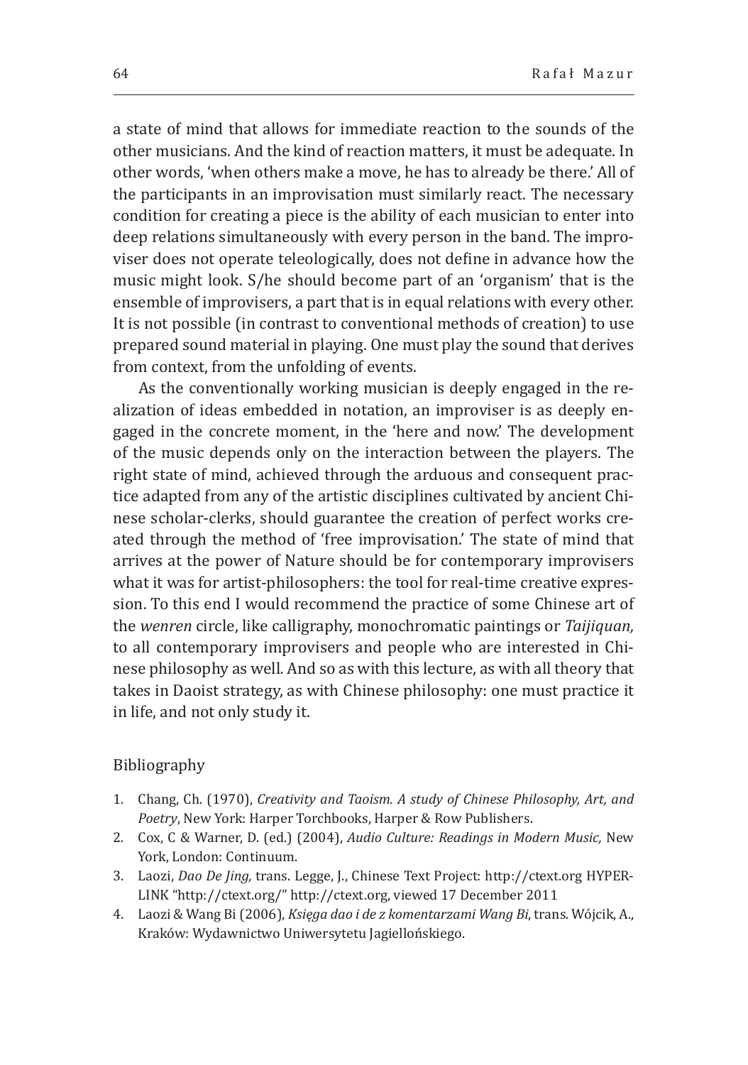a state of mind that allows for immediate reaction to the sounds of the other musicians. And the kind of reaction matters, it must be adequate. In other words, 'when others make a move, he has to already be there.' All of the participants in an improvisation must similarly react. The necessary condition for creating a piece is the ability of each musician to enter into deep relations simultaneously with every person in the band. The improviser does not operate teleologically, does not define in advance how the music might look. S/he should become part of an 'organism' that is the ensemble of improvisers, a part that is in equal relations with every other. It is not possible (in contrast to conventional methods of creation) to use prepared sound material in playing. One must play the sound that derives from context, from the unfolding of events.

As the conventionally working musician is deeply engaged in the realization of ideas embedded in notation, an improviser is as deeply engaged in the concrete moment, in the 'here and now.' The development of the music depends only on the interaction between the players. The right state of mind, achieved through the arduous and consequent practice adapted from any of the artistic disciplines cultivated by ancient Chinese scholar-clerks, should guarantee the creation of perfect works created through the method of 'free improvisation.' The state of mind that arrives at the power of Nature should be for contemporary improvisers what it was for artist-philosophers: the tool for real-time creative expression. To this end I would recommend the practice of some Chinese art of the *wenren* circle, like calligraphy, monochromatic paintings or *Taijiquan,* to all contemporary improvisers and people who are interested in Chinese philosophy as well. And so as with this lecture, as with all theory that takes in Daoist strategy, as with Chinese philosophy: one must practice it in life, and not only study it.

## Bibliography

1. Chang, Ch. (1970), *Creativity and Taoism. A study of Chinese Philosophy, Art, and Poetry*, New York: Harper Torchbooks, Harper & Row Publishers.
2. Cox, C & Warner, D. (ed.) (2004), *Audio Culture: Readings in Modern Music,* New York, London: Continuum.
3. Laozi, *Dao De Jing,* trans. Legge, J., Chinese Text Project: http://ctext.org HYPERLINK "http://ctext.org/" http://ctext.org, viewed 17 December 2011
4. Laozi & Wang Bi (2006), *Księga dao i de z komentarzami Wang Bi*, trans. Wójcik, A., Kraków: Wydawnictwo Uniwersytetu Jagiellońskiego.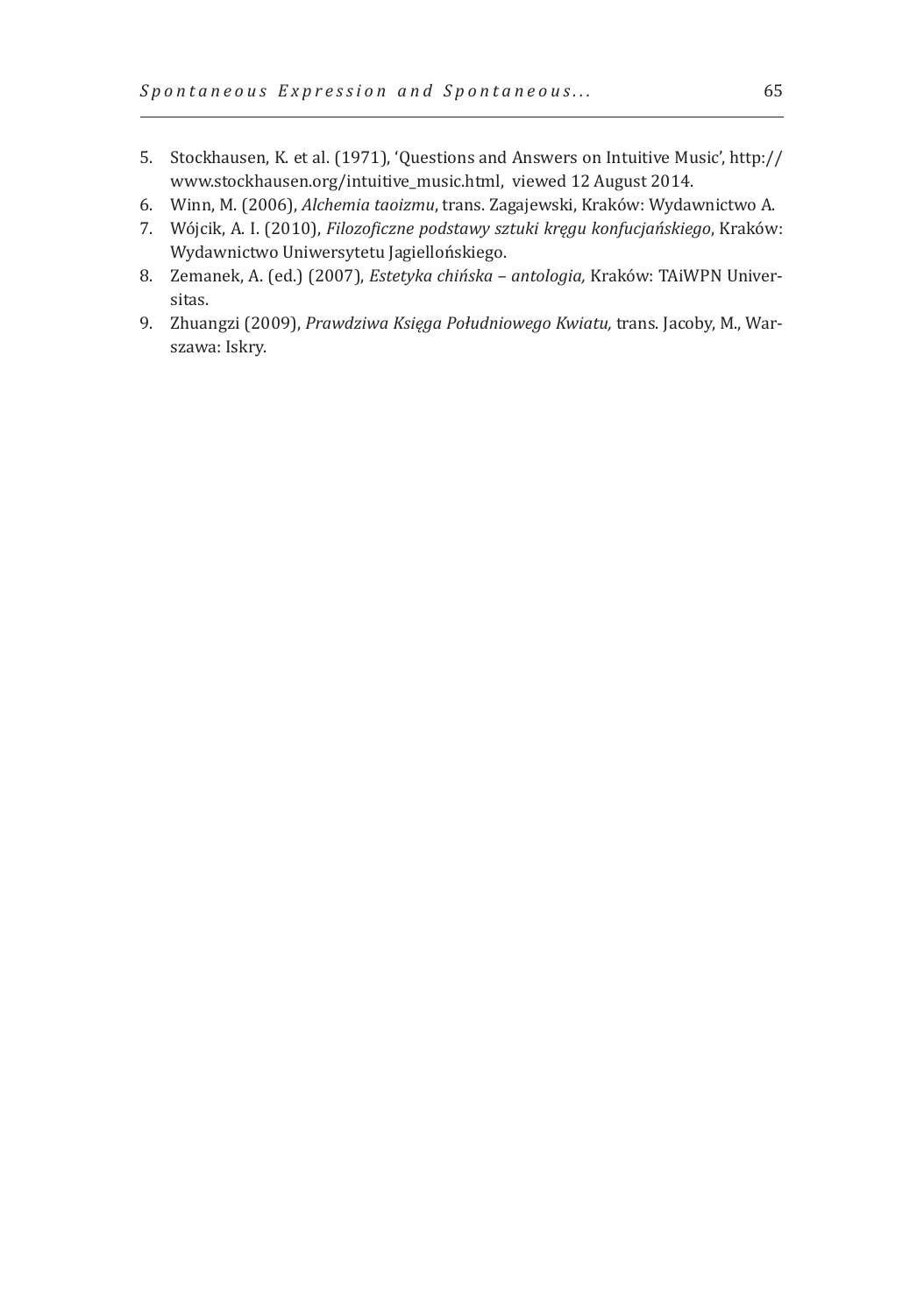5. Stockhausen, K. et al. (1971), 'Questions and Answers on Intuitive Music', http://www.stockhausen.org/intuitive_music.html, viewed 12 August 2014.
6. Winn, M. (2006), *Alchemia taoizmu*, trans. Zagajewski, Kraków: Wydawnictwo A.
7. Wójcik, A. I. (2010), *Filozoficzne podstawy sztuki kręgu konfucjańskiego*, Kraków: Wydawnictwo Uniwersytetu Jagiellońskiego.
8. Zemanek, A. (ed.) (2007), *Estetyka chińska – antologia,* Kraków: TAiWPN Universitas.
9. Zhuangzi (2009), *Prawdziwa Księga Południowego Kwiatu,* trans. Jacoby, M., Warszawa: Iskry.